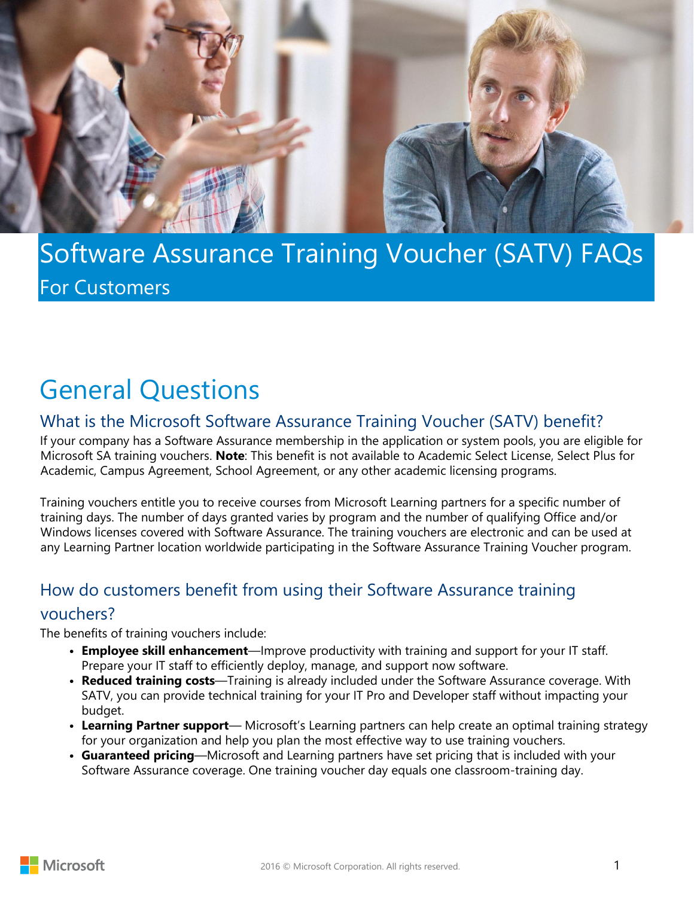# Software Assurance Training Voucher (SATV) FAQs

For Customers

## General Questions

### What is the Microsoft Software Assurance Training Voucher (SATV) benefit?

If your company has a Software Assurance membership in the application or system pools, you are eligible for Microsoft SA training vouchers. **Note**: This benefit is not available to Academic Select License, Select Plus for Academic, Campus Agreement, School Agreement, or any other academic licensing programs.

Training vouchers entitle you to receive courses from Microsoft Learning partners for a specific number of training days. The number of days granted varies by program and the number of qualifying Office and/or Windows licenses covered with Software Assurance. The training vouchers are electronic and can be used at any Learning Partner location worldwide participating in the Software Assurance Training Voucher program.

### How do customers benefit from using their Software Assurance training vouchers?

The benefits of training vouchers include:

- **Employee skill enhancement**—Improve productivity with training and support for your IT staff. Prepare your IT staff to efficiently deploy, manage, and support now software.
- **Reduced training costs**—Training is already included under the Software Assurance coverage. With SATV, you can provide technical training for your IT Pro and Developer staff without impacting your budget.
- **Learning Partner support**— Microsoft's Learning partners can help create an optimal training strategy for your organization and help you plan the most effective way to use training vouchers.
- **Guaranteed pricing**—Microsoft and Learning partners have set pricing that is included with your Software Assurance coverage. One training voucher day equals one classroom-training day.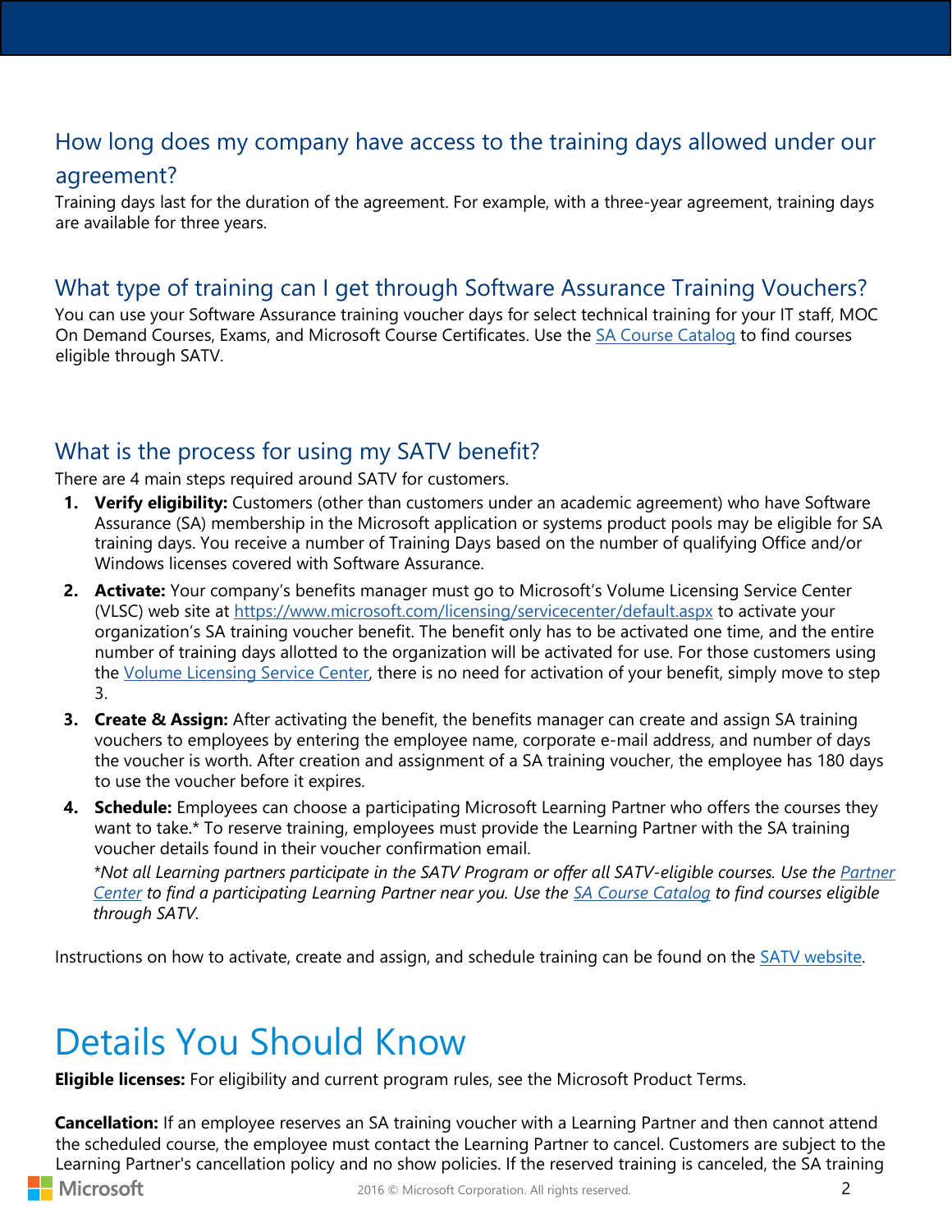## How long does my company have access to the training days allowed under our agreement?

Training days last for the duration of the agreement. For example, with a three-year agreement, training days are available for three years.

## What type of training can I get through Software Assurance Training Vouchers?

You can use your Software Assurance training voucher days for select technical training for your IT staff, MOC On Demand Courses, Exams, and Microsoft Course Certificates. Use the [SA Course Catalog]() to find courses eligible through SATV.

## What is the process for using my SATV benefit?

There are 4 main steps required around SATV for customers.

1. **Verify eligibility:** Customers (other than customers under an academic agreement) who have Software Assurance (SA) membership in the Microsoft application or systems product pools may be eligible for SA training days. You receive a number of Training Days based on the number of qualifying Office and/or Windows licenses covered with Software Assurance.
2. **Activate:** Your company's benefits manager must go to Microsoft's Volume Licensing Service Center (VLSC) web site at https://www.microsoft.com/licensing/servicecenter/default.aspx to activate your organization's SA training voucher benefit. The benefit only has to be activated one time, and the entire number of training days allotted to the organization will be activated for use. For those customers using the [Volume Licensing Service Center](), there is no need for activation of your benefit, simply move to step 3.
3. **Create & Assign:** After activating the benefit, the benefits manager can create and assign SA training vouchers to employees by entering the employee name, corporate e-mail address, and number of days the voucher is worth. After creation and assignment of a SA training voucher, the employee has 180 days to use the voucher before it expires.
4. **Schedule:** Employees can choose a participating Microsoft Learning Partner who offers the courses they want to take.* To reserve training, employees must provide the Learning Partner with the SA training voucher details found in their voucher confirmation email.

   **Not all Learning partners participate in the SATV Program or offer all SATV-eligible courses. Use the [Partner Center]() to find a participating Learning Partner near you. Use the [SA Course Catalog]() to find courses eligible through SATV.*

Instructions on how to activate, create and assign, and schedule training can be found on the [SATV website]().

# Details You Should Know

**Eligible licenses:** For eligibility and current program rules, see the Microsoft Product Terms.

**Cancellation:** If an employee reserves an SA training voucher with a Learning Partner and then cannot attend the scheduled course, the employee must contact the Learning Partner to cancel. Customers are subject to the Learning Partner's cancellation policy and no show policies. If the reserved training is canceled, the SA training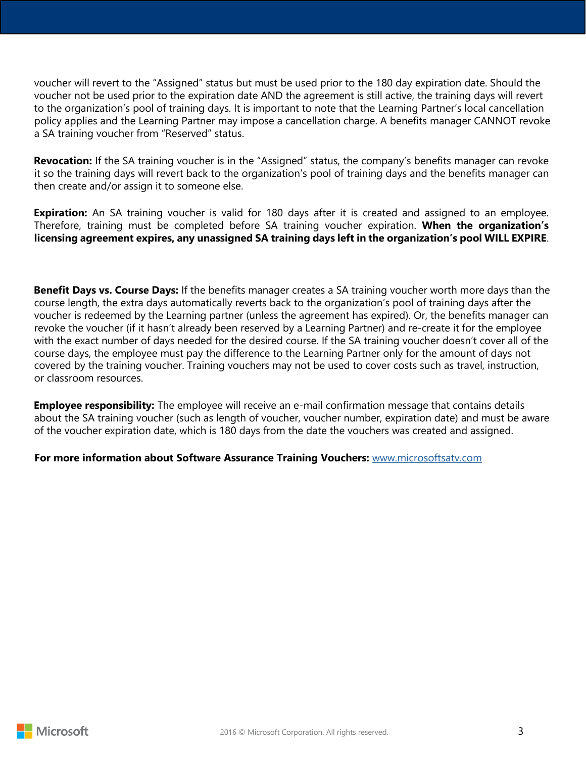voucher will revert to the "Assigned" status but must be used prior to the 180 day expiration date. Should the voucher not be used prior to the expiration date AND the agreement is still active, the training days will revert to the organization's pool of training days. It is important to note that the Learning Partner's local cancellation policy applies and the Learning Partner may impose a cancellation charge. A benefits manager CANNOT revoke a SA training voucher from "Reserved" status.

**Revocation:** If the SA training voucher is in the "Assigned" status, the company's benefits manager can revoke it so the training days will revert back to the organization's pool of training days and the benefits manager can then create and/or assign it to someone else.

**Expiration:** An SA training voucher is valid for 180 days after it is created and assigned to an employee. Therefore, training must be completed before SA training voucher expiration. **When the organization's licensing agreement expires, any unassigned SA training days left in the organization's pool WILL EXPIRE**.

**Benefit Days vs. Course Days:** If the benefits manager creates a SA training voucher worth more days than the course length, the extra days automatically reverts back to the organization's pool of training days after the voucher is redeemed by the Learning partner (unless the agreement has expired). Or, the benefits manager can revoke the voucher (if it hasn't already been reserved by a Learning Partner) and re-create it for the employee with the exact number of days needed for the desired course. If the SA training voucher doesn't cover all of the course days, the employee must pay the difference to the Learning Partner only for the amount of days not covered by the training voucher. Training vouchers may not be used to cover costs such as travel, instruction, or classroom resources.

**Employee responsibility:** The employee will receive an e-mail confirmation message that contains details about the SA training voucher (such as length of voucher, voucher number, expiration date) and must be aware of the voucher expiration date, which is 180 days from the date the vouchers was created and assigned.

**For more information about Software Assurance Training Vouchers:** [www.microsoftsatv.com](http://www.microsoftsatv.com)